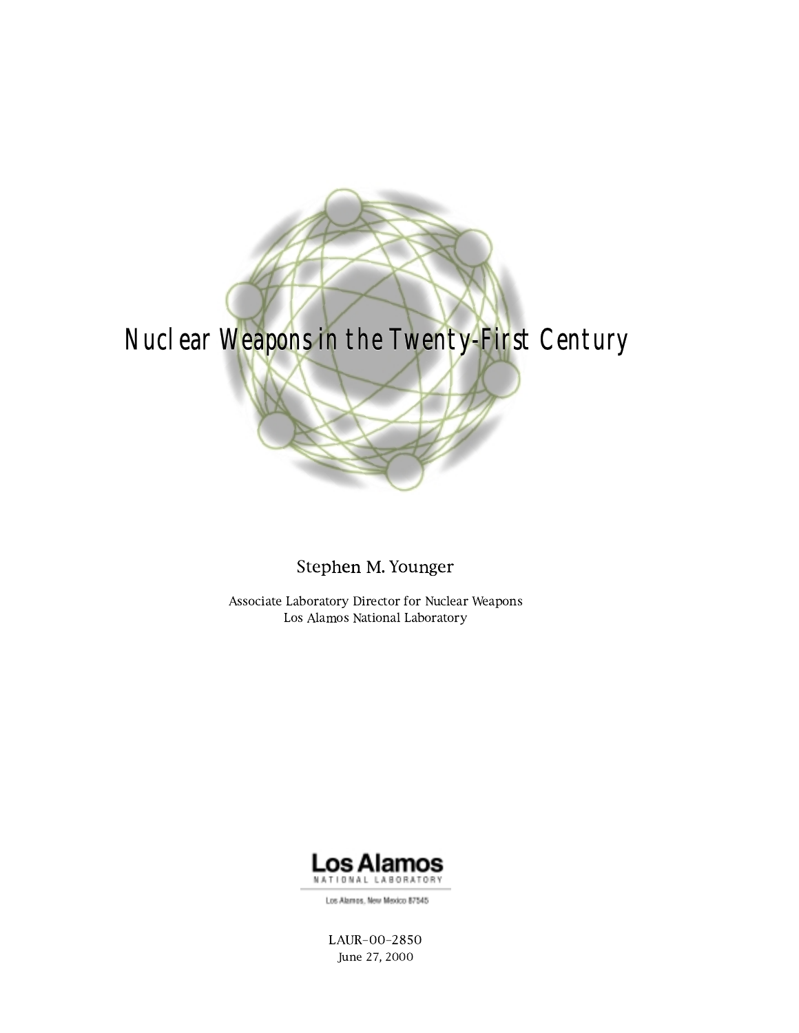# Nuclear Weapons in the Twenty-First Century

Stephen M. Younger

Associate Laboratory Director for Nuclear Weapons
Los Alamos National Laboratory

Los Alamos
NATIONAL LABORATORY

Los Alamos, New Mexico 87545

LAUR–00–2850
June 27, 2000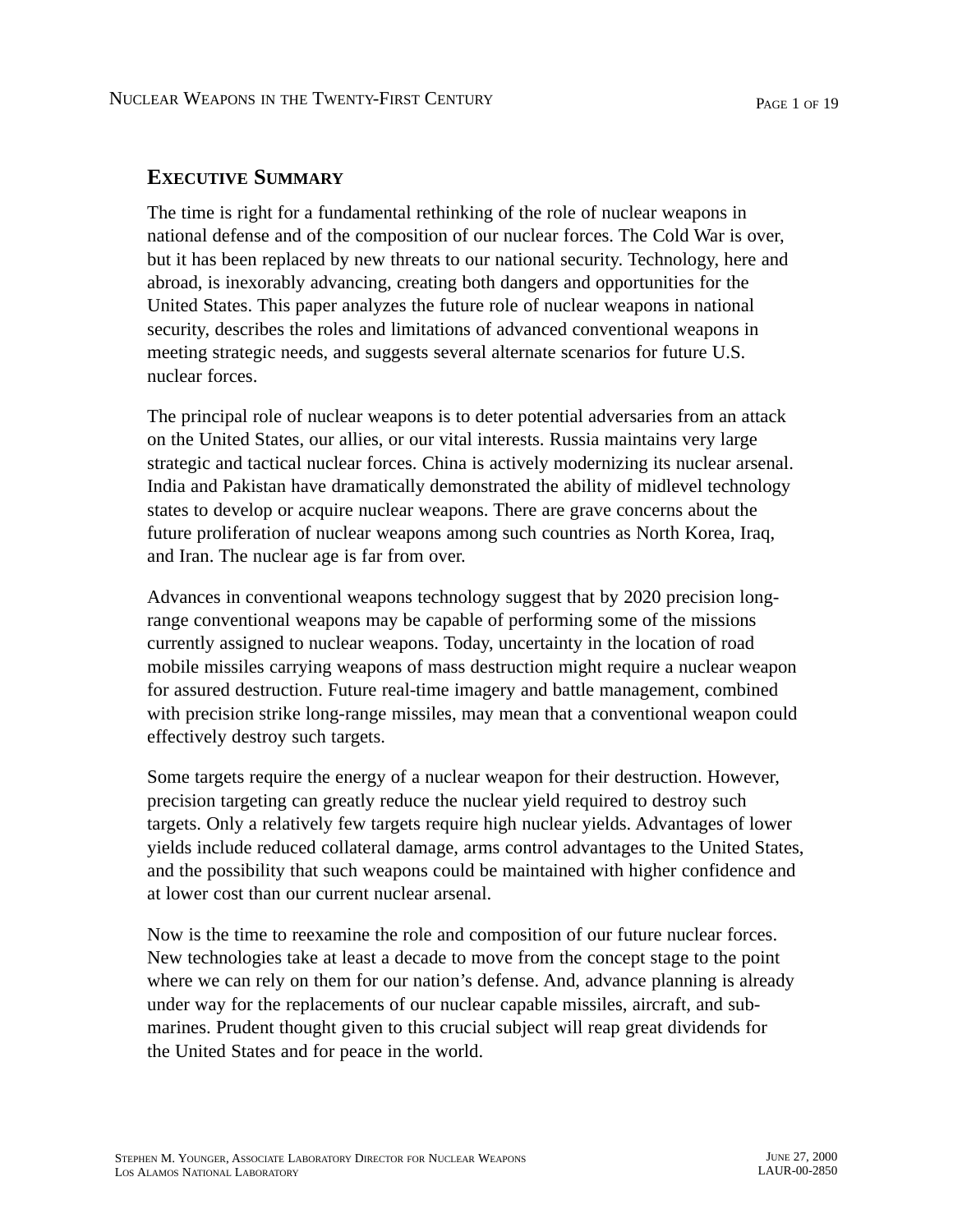## Executive Summary

The time is right for a fundamental rethinking of the role of nuclear weapons in national defense and of the composition of our nuclear forces. The Cold War is over, but it has been replaced by new threats to our national security. Technology, here and abroad, is inexorably advancing, creating both dangers and opportunities for the United States. This paper analyzes the future role of nuclear weapons in national security, describes the roles and limitations of advanced conventional weapons in meeting strategic needs, and suggests several alternate scenarios for future U.S. nuclear forces.

The principal role of nuclear weapons is to deter potential adversaries from an attack on the United States, our allies, or our vital interests. Russia maintains very large strategic and tactical nuclear forces. China is actively modernizing its nuclear arsenal. India and Pakistan have dramatically demonstrated the ability of midlevel technology states to develop or acquire nuclear weapons. There are grave concerns about the future proliferation of nuclear weapons among such countries as North Korea, Iraq, and Iran. The nuclear age is far from over.

Advances in conventional weapons technology suggest that by 2020 precision long-range conventional weapons may be capable of performing some of the missions currently assigned to nuclear weapons. Today, uncertainty in the location of road mobile missiles carrying weapons of mass destruction might require a nuclear weapon for assured destruction. Future real-time imagery and battle management, combined with precision strike long-range missiles, may mean that a conventional weapon could effectively destroy such targets.

Some targets require the energy of a nuclear weapon for their destruction. However, precision targeting can greatly reduce the nuclear yield required to destroy such targets. Only a relatively few targets require high nuclear yields. Advantages of lower yields include reduced collateral damage, arms control advantages to the United States, and the possibility that such weapons could be maintained with higher confidence and at lower cost than our current nuclear arsenal.

Now is the time to reexamine the role and composition of our future nuclear forces. New technologies take at least a decade to move from the concept stage to the point where we can rely on them for our nation's defense. And, advance planning is already under way for the replacements of our nuclear capable missiles, aircraft, and submarines. Prudent thought given to this crucial subject will reap great dividends for the United States and for peace in the world.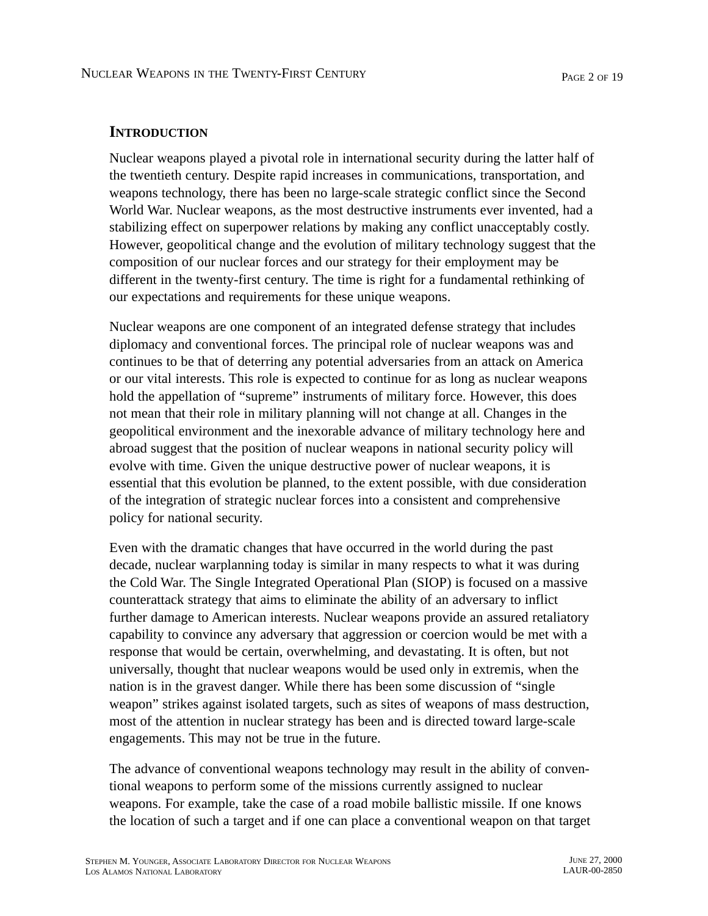## INTRODUCTION

Nuclear weapons played a pivotal role in international security during the latter half of the twentieth century. Despite rapid increases in communications, transportation, and weapons technology, there has been no large-scale strategic conflict since the Second World War. Nuclear weapons, as the most destructive instruments ever invented, had a stabilizing effect on superpower relations by making any conflict unacceptably costly. However, geopolitical change and the evolution of military technology suggest that the composition of our nuclear forces and our strategy for their employment may be different in the twenty-first century. The time is right for a fundamental rethinking of our expectations and requirements for these unique weapons.

Nuclear weapons are one component of an integrated defense strategy that includes diplomacy and conventional forces. The principal role of nuclear weapons was and continues to be that of deterring any potential adversaries from an attack on America or our vital interests. This role is expected to continue for as long as nuclear weapons hold the appellation of "supreme" instruments of military force. However, this does not mean that their role in military planning will not change at all. Changes in the geopolitical environment and the inexorable advance of military technology here and abroad suggest that the position of nuclear weapons in national security policy will evolve with time. Given the unique destructive power of nuclear weapons, it is essential that this evolution be planned, to the extent possible, with due consideration of the integration of strategic nuclear forces into a consistent and comprehensive policy for national security.

Even with the dramatic changes that have occurred in the world during the past decade, nuclear warplanning today is similar in many respects to what it was during the Cold War. The Single Integrated Operational Plan (SIOP) is focused on a massive counterattack strategy that aims to eliminate the ability of an adversary to inflict further damage to American interests. Nuclear weapons provide an assured retaliatory capability to convince any adversary that aggression or coercion would be met with a response that would be certain, overwhelming, and devastating. It is often, but not universally, thought that nuclear weapons would be used only in extremis, when the nation is in the gravest danger. While there has been some discussion of "single weapon" strikes against isolated targets, such as sites of weapons of mass destruction, most of the attention in nuclear strategy has been and is directed toward large-scale engagements. This may not be true in the future.

The advance of conventional weapons technology may result in the ability of conventional weapons to perform some of the missions currently assigned to nuclear weapons. For example, take the case of a road mobile ballistic missile. If one knows the location of such a target and if one can place a conventional weapon on that target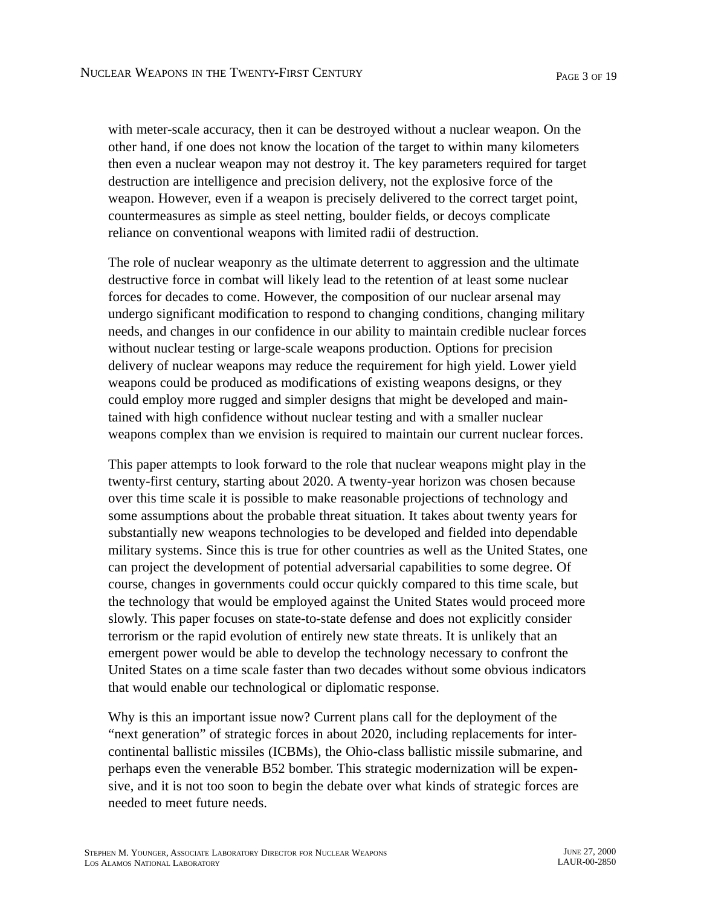with meter-scale accuracy, then it can be destroyed without a nuclear weapon. On the other hand, if one does not know the location of the target to within many kilometers then even a nuclear weapon may not destroy it. The key parameters required for target destruction are intelligence and precision delivery, not the explosive force of the weapon. However, even if a weapon is precisely delivered to the correct target point, countermeasures as simple as steel netting, boulder fields, or decoys complicate reliance on conventional weapons with limited radii of destruction.

The role of nuclear weaponry as the ultimate deterrent to aggression and the ultimate destructive force in combat will likely lead to the retention of at least some nuclear forces for decades to come. However, the composition of our nuclear arsenal may undergo significant modification to respond to changing conditions, changing military needs, and changes in our confidence in our ability to maintain credible nuclear forces without nuclear testing or large-scale weapons production. Options for precision delivery of nuclear weapons may reduce the requirement for high yield. Lower yield weapons could be produced as modifications of existing weapons designs, or they could employ more rugged and simpler designs that might be developed and maintained with high confidence without nuclear testing and with a smaller nuclear weapons complex than we envision is required to maintain our current nuclear forces.

This paper attempts to look forward to the role that nuclear weapons might play in the twenty-first century, starting about 2020. A twenty-year horizon was chosen because over this time scale it is possible to make reasonable projections of technology and some assumptions about the probable threat situation. It takes about twenty years for substantially new weapons technologies to be developed and fielded into dependable military systems. Since this is true for other countries as well as the United States, one can project the development of potential adversarial capabilities to some degree. Of course, changes in governments could occur quickly compared to this time scale, but the technology that would be employed against the United States would proceed more slowly. This paper focuses on state-to-state defense and does not explicitly consider terrorism or the rapid evolution of entirely new state threats. It is unlikely that an emergent power would be able to develop the technology necessary to confront the United States on a time scale faster than two decades without some obvious indicators that would enable our technological or diplomatic response.

Why is this an important issue now? Current plans call for the deployment of the "next generation" of strategic forces in about 2020, including replacements for intercontinental ballistic missiles (ICBMs), the Ohio-class ballistic missile submarine, and perhaps even the venerable B52 bomber. This strategic modernization will be expensive, and it is not too soon to begin the debate over what kinds of strategic forces are needed to meet future needs.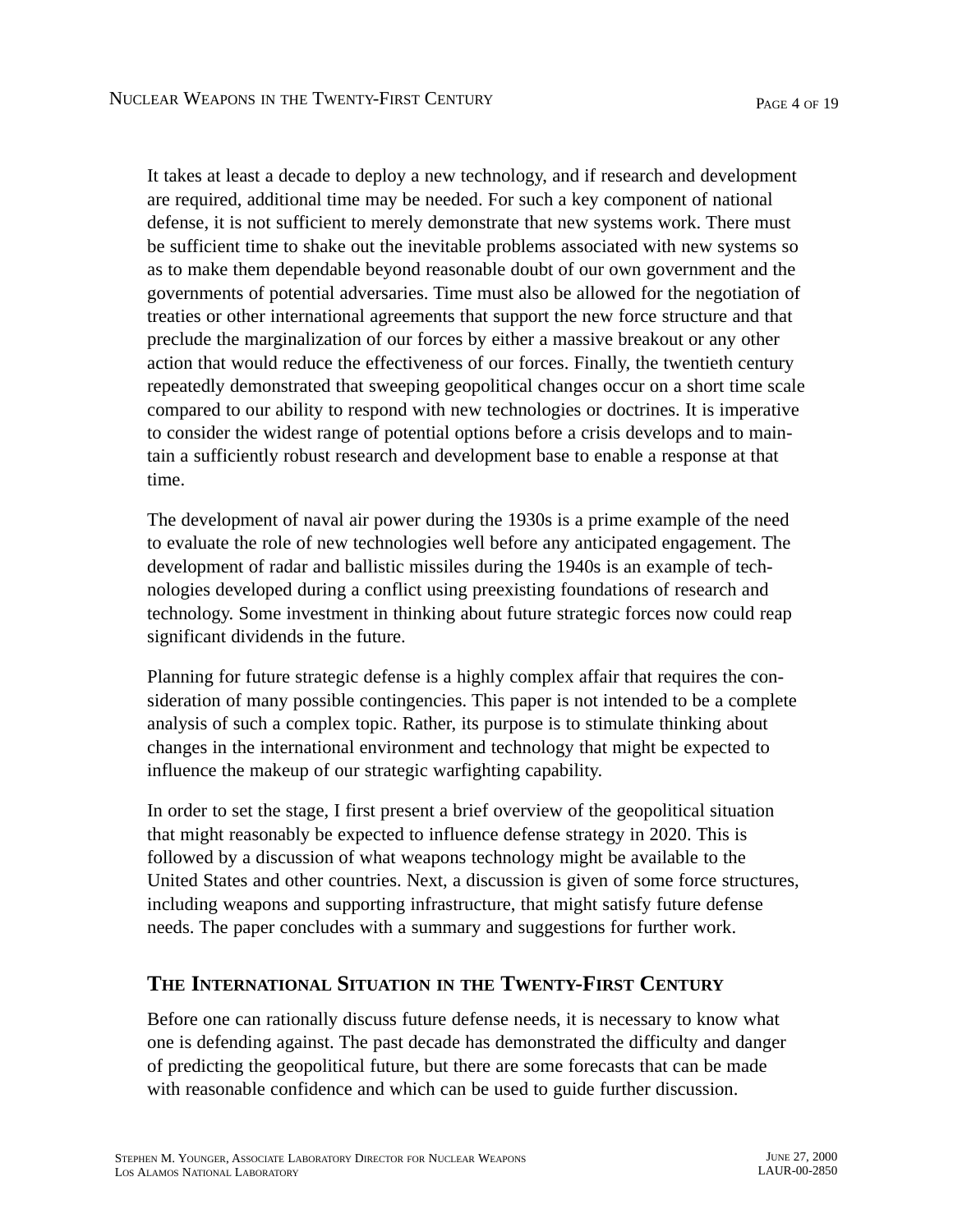It takes at least a decade to deploy a new technology, and if research and development are required, additional time may be needed. For such a key component of national defense, it is not sufficient to merely demonstrate that new systems work. There must be sufficient time to shake out the inevitable problems associated with new systems so as to make them dependable beyond reasonable doubt of our own government and the governments of potential adversaries. Time must also be allowed for the negotiation of treaties or other international agreements that support the new force structure and that preclude the marginalization of our forces by either a massive breakout or any other action that would reduce the effectiveness of our forces. Finally, the twentieth century repeatedly demonstrated that sweeping geopolitical changes occur on a short time scale compared to our ability to respond with new technologies or doctrines. It is imperative to consider the widest range of potential options before a crisis develops and to maintain a sufficiently robust research and development base to enable a response at that time.

The development of naval air power during the 1930s is a prime example of the need to evaluate the role of new technologies well before any anticipated engagement. The development of radar and ballistic missiles during the 1940s is an example of technologies developed during a conflict using preexisting foundations of research and technology. Some investment in thinking about future strategic forces now could reap significant dividends in the future.

Planning for future strategic defense is a highly complex affair that requires the consideration of many possible contingencies. This paper is not intended to be a complete analysis of such a complex topic. Rather, its purpose is to stimulate thinking about changes in the international environment and technology that might be expected to influence the makeup of our strategic warfighting capability.

In order to set the stage, I first present a brief overview of the geopolitical situation that might reasonably be expected to influence defense strategy in 2020. This is followed by a discussion of what weapons technology might be available to the United States and other countries. Next, a discussion is given of some force structures, including weapons and supporting infrastructure, that might satisfy future defense needs. The paper concludes with a summary and suggestions for further work.

## The International Situation in the Twenty-First Century

Before one can rationally discuss future defense needs, it is necessary to know what one is defending against. The past decade has demonstrated the difficulty and danger of predicting the geopolitical future, but there are some forecasts that can be made with reasonable confidence and which can be used to guide further discussion.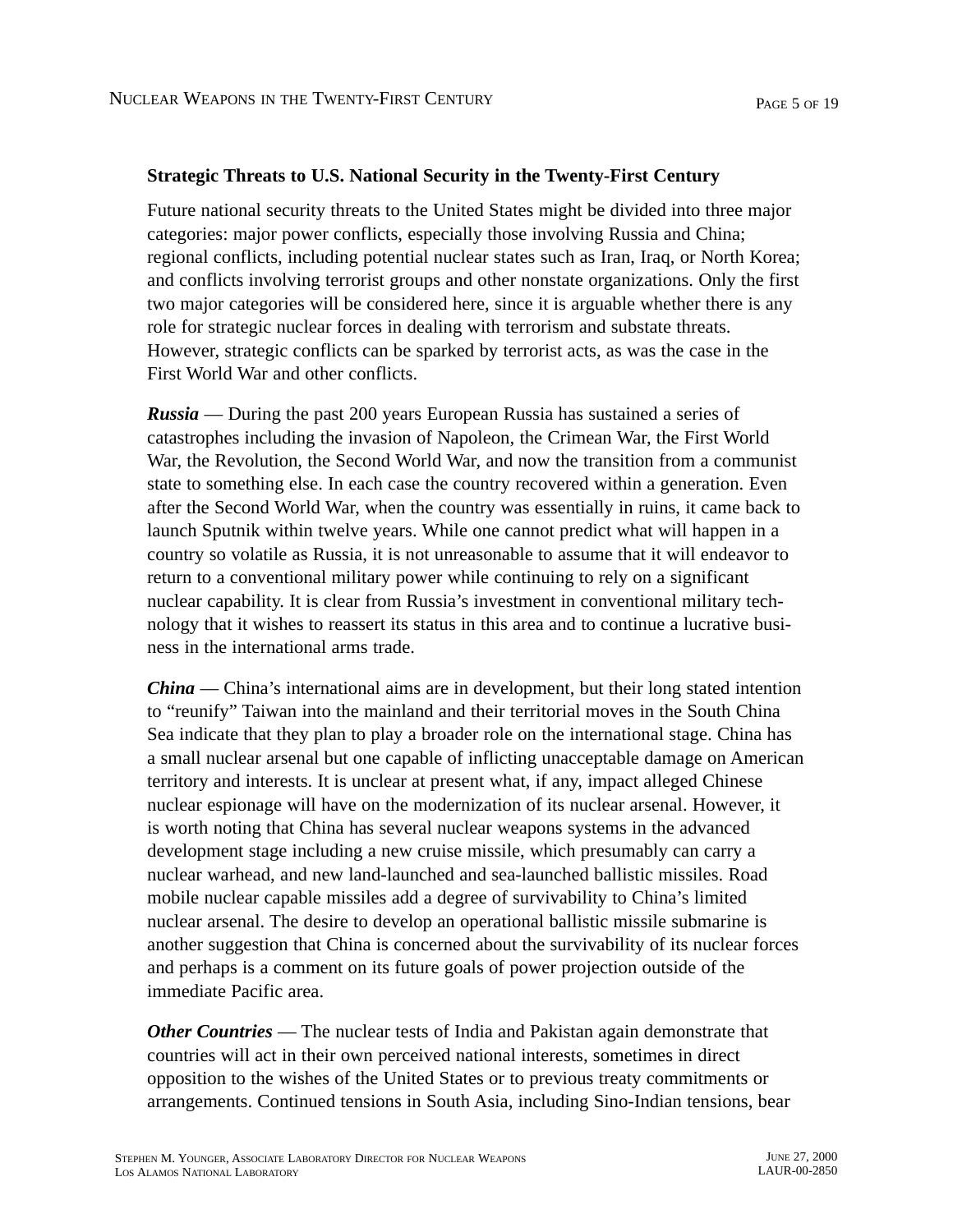### Strategic Threats to U.S. National Security in the Twenty-First Century

Future national security threats to the United States might be divided into three major categories: major power conflicts, especially those involving Russia and China; regional conflicts, including potential nuclear states such as Iran, Iraq, or North Korea; and conflicts involving terrorist groups and other nonstate organizations. Only the first two major categories will be considered here, since it is arguable whether there is any role for strategic nuclear forces in dealing with terrorism and substate threats. However, strategic conflicts can be sparked by terrorist acts, as was the case in the First World War and other conflicts.

***Russia*** — During the past 200 years European Russia has sustained a series of catastrophes including the invasion of Napoleon, the Crimean War, the First World War, the Revolution, the Second World War, and now the transition from a communist state to something else. In each case the country recovered within a generation. Even after the Second World War, when the country was essentially in ruins, it came back to launch Sputnik within twelve years. While one cannot predict what will happen in a country so volatile as Russia, it is not unreasonable to assume that it will endeavor to return to a conventional military power while continuing to rely on a significant nuclear capability. It is clear from Russia's investment in conventional military technology that it wishes to reassert its status in this area and to continue a lucrative business in the international arms trade.

***China*** — China's international aims are in development, but their long stated intention to "reunify" Taiwan into the mainland and their territorial moves in the South China Sea indicate that they plan to play a broader role on the international stage. China has a small nuclear arsenal but one capable of inflicting unacceptable damage on American territory and interests. It is unclear at present what, if any, impact alleged Chinese nuclear espionage will have on the modernization of its nuclear arsenal. However, it is worth noting that China has several nuclear weapons systems in the advanced development stage including a new cruise missile, which presumably can carry a nuclear warhead, and new land-launched and sea-launched ballistic missiles. Road mobile nuclear capable missiles add a degree of survivability to China's limited nuclear arsenal. The desire to develop an operational ballistic missile submarine is another suggestion that China is concerned about the survivability of its nuclear forces and perhaps is a comment on its future goals of power projection outside of the immediate Pacific area.

***Other Countries*** — The nuclear tests of India and Pakistan again demonstrate that countries will act in their own perceived national interests, sometimes in direct opposition to the wishes of the United States or to previous treaty commitments or arrangements. Continued tensions in South Asia, including Sino-Indian tensions, bear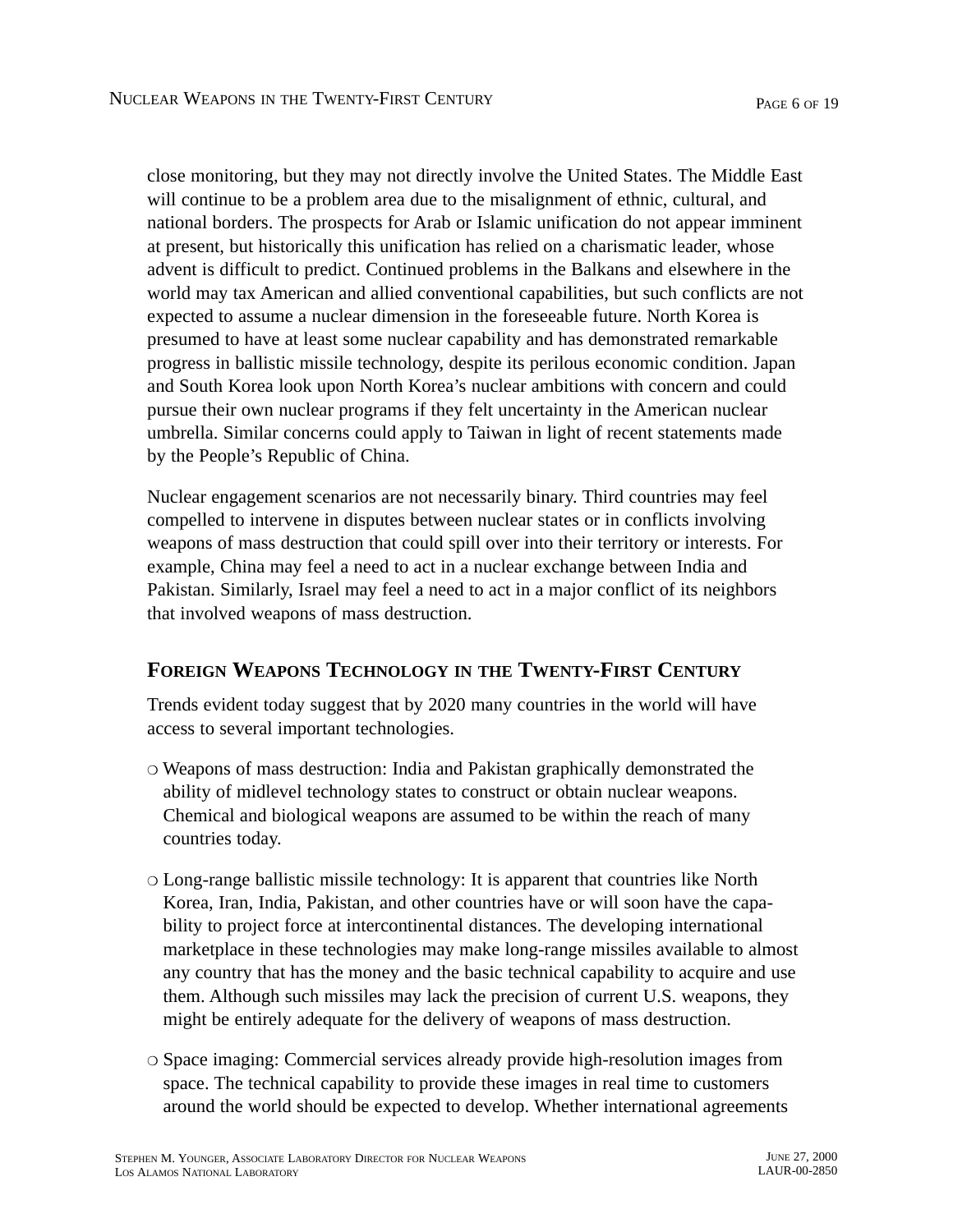close monitoring, but they may not directly involve the United States. The Middle East will continue to be a problem area due to the misalignment of ethnic, cultural, and national borders. The prospects for Arab or Islamic unification do not appear imminent at present, but historically this unification has relied on a charismatic leader, whose advent is difficult to predict. Continued problems in the Balkans and elsewhere in the world may tax American and allied conventional capabilities, but such conflicts are not expected to assume a nuclear dimension in the foreseeable future. North Korea is presumed to have at least some nuclear capability and has demonstrated remarkable progress in ballistic missile technology, despite its perilous economic condition. Japan and South Korea look upon North Korea's nuclear ambitions with concern and could pursue their own nuclear programs if they felt uncertainty in the American nuclear umbrella. Similar concerns could apply to Taiwan in light of recent statements made by the People's Republic of China.

Nuclear engagement scenarios are not necessarily binary. Third countries may feel compelled to intervene in disputes between nuclear states or in conflicts involving weapons of mass destruction that could spill over into their territory or interests. For example, China may feel a need to act in a nuclear exchange between India and Pakistan. Similarly, Israel may feel a need to act in a major conflict of its neighbors that involved weapons of mass destruction.

## Foreign Weapons Technology in the Twenty-First Century

Trends evident today suggest that by 2020 many countries in the world will have access to several important technologies.

- Weapons of mass destruction: India and Pakistan graphically demonstrated the ability of midlevel technology states to construct or obtain nuclear weapons. Chemical and biological weapons are assumed to be within the reach of many countries today.

- Long-range ballistic missile technology: It is apparent that countries like North Korea, Iran, India, Pakistan, and other countries have or will soon have the capability to project force at intercontinental distances. The developing international marketplace in these technologies may make long-range missiles available to almost any country that has the money and the basic technical capability to acquire and use them. Although such missiles may lack the precision of current U.S. weapons, they might be entirely adequate for the delivery of weapons of mass destruction.

- Space imaging: Commercial services already provide high-resolution images from space. The technical capability to provide these images in real time to customers around the world should be expected to develop. Whether international agreements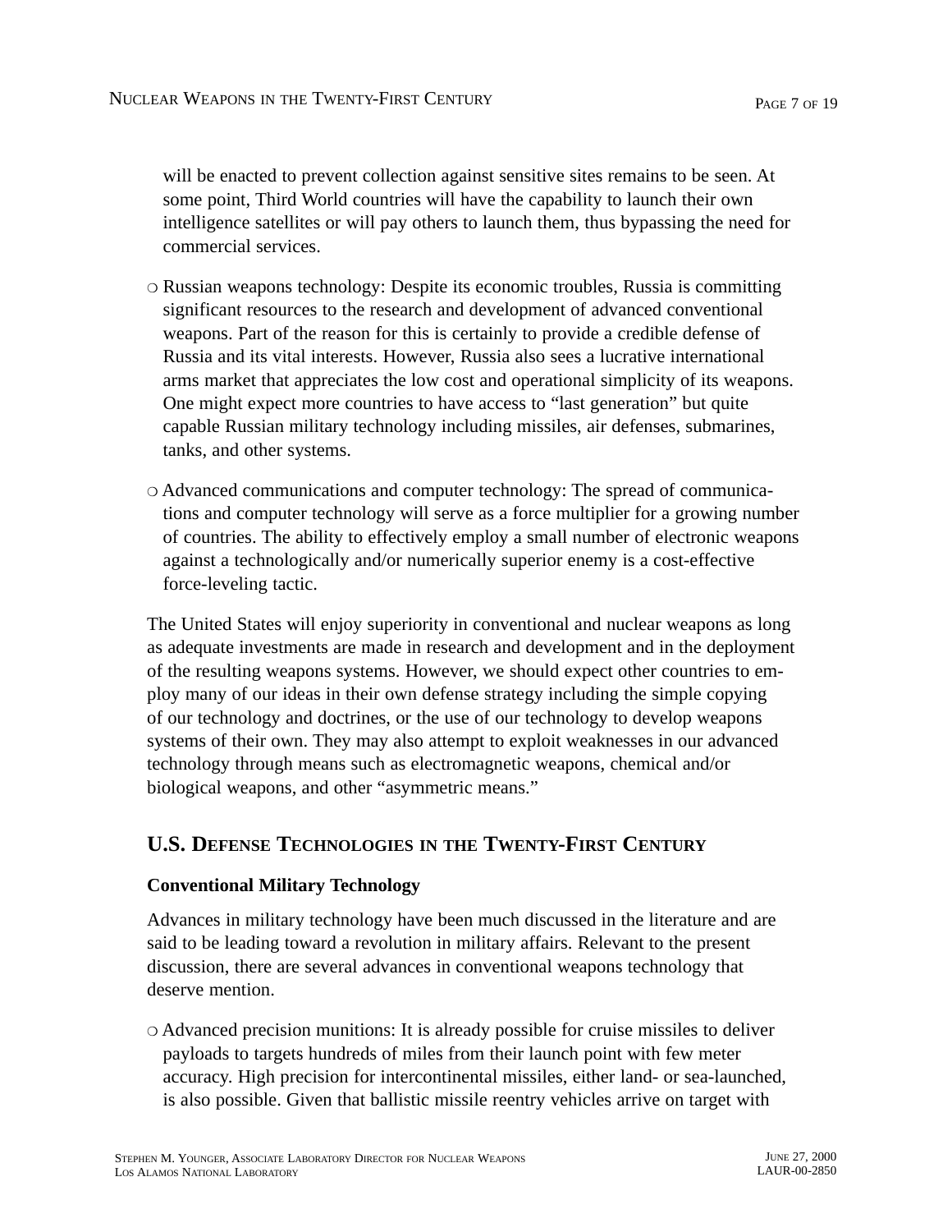will be enacted to prevent collection against sensitive sites remains to be seen. At some point, Third World countries will have the capability to launch their own intelligence satellites or will pay others to launch them, thus bypassing the need for commercial services.

- Russian weapons technology: Despite its economic troubles, Russia is committing significant resources to the research and development of advanced conventional weapons. Part of the reason for this is certainly to provide a credible defense of Russia and its vital interests. However, Russia also sees a lucrative international arms market that appreciates the low cost and operational simplicity of its weapons. One might expect more countries to have access to "last generation" but quite capable Russian military technology including missiles, air defenses, submarines, tanks, and other systems.

- Advanced communications and computer technology: The spread of communications and computer technology will serve as a force multiplier for a growing number of countries. The ability to effectively employ a small number of electronic weapons against a technologically and/or numerically superior enemy is a cost-effective force-leveling tactic.

The United States will enjoy superiority in conventional and nuclear weapons as long as adequate investments are made in research and development and in the deployment of the resulting weapons systems. However, we should expect other countries to employ many of our ideas in their own defense strategy including the simple copying of our technology and doctrines, or the use of our technology to develop weapons systems of their own. They may also attempt to exploit weaknesses in our advanced technology through means such as electromagnetic weapons, chemical and/or biological weapons, and other "asymmetric means."

## U.S. Defense Technologies in the Twenty-First Century

### Conventional Military Technology

Advances in military technology have been much discussed in the literature and are said to be leading toward a revolution in military affairs. Relevant to the present discussion, there are several advances in conventional weapons technology that deserve mention.

- Advanced precision munitions: It is already possible for cruise missiles to deliver payloads to targets hundreds of miles from their launch point with few meter accuracy. High precision for intercontinental missiles, either land- or sea-launched, is also possible. Given that ballistic missile reentry vehicles arrive on target with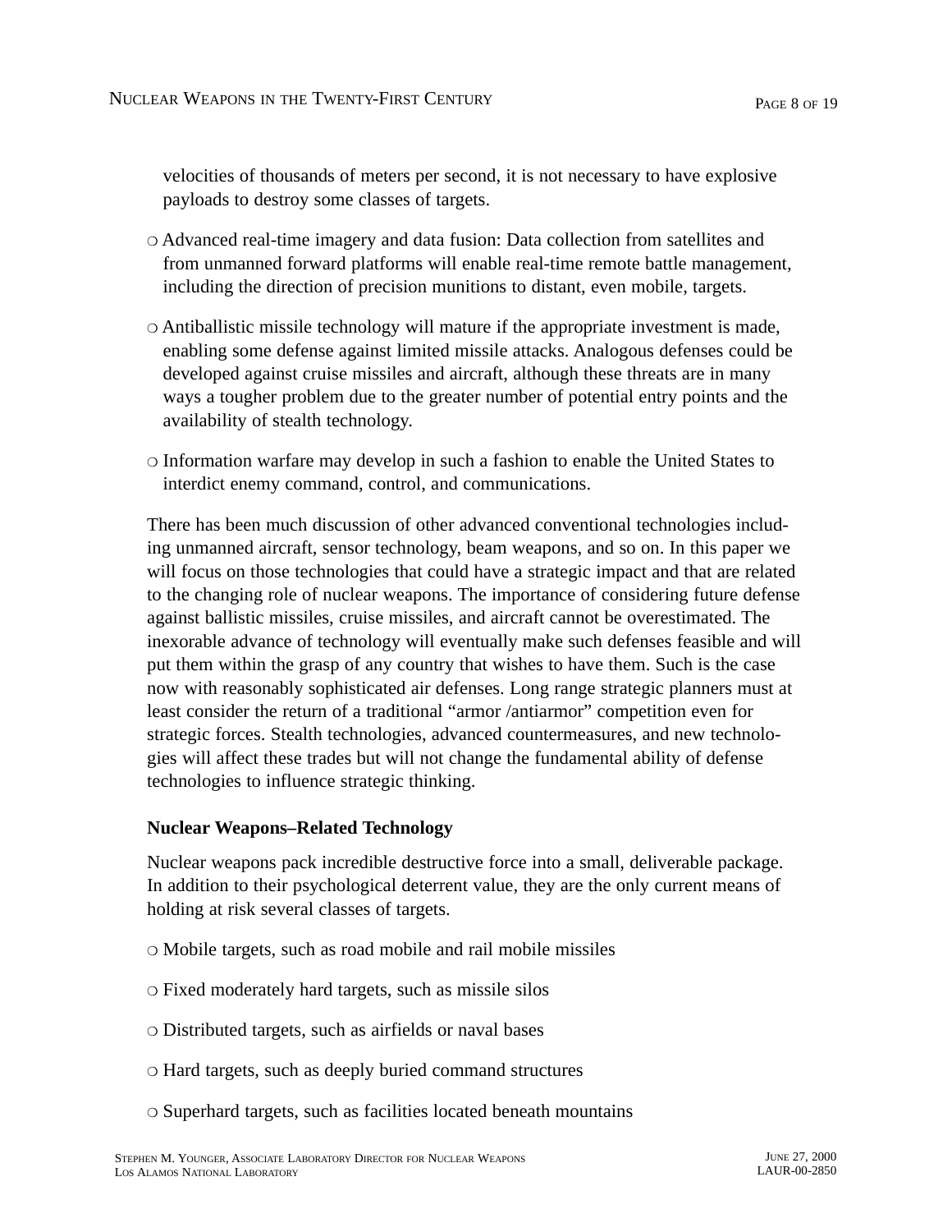velocities of thousands of meters per second, it is not necessary to have explosive payloads to destroy some classes of targets.

- Advanced real-time imagery and data fusion: Data collection from satellites and from unmanned forward platforms will enable real-time remote battle management, including the direction of precision munitions to distant, even mobile, targets.

- Antiballistic missile technology will mature if the appropriate investment is made, enabling some defense against limited missile attacks. Analogous defenses could be developed against cruise missiles and aircraft, although these threats are in many ways a tougher problem due to the greater number of potential entry points and the availability of stealth technology.

- Information warfare may develop in such a fashion to enable the United States to interdict enemy command, control, and communications.

There has been much discussion of other advanced conventional technologies including unmanned aircraft, sensor technology, beam weapons, and so on. In this paper we will focus on those technologies that could have a strategic impact and that are related to the changing role of nuclear weapons. The importance of considering future defense against ballistic missiles, cruise missiles, and aircraft cannot be overestimated. The inexorable advance of technology will eventually make such defenses feasible and will put them within the grasp of any country that wishes to have them. Such is the case now with reasonably sophisticated air defenses. Long range strategic planners must at least consider the return of a traditional "armor /antiarmor" competition even for strategic forces. Stealth technologies, advanced countermeasures, and new technologies will affect these trades but will not change the fundamental ability of defense technologies to influence strategic thinking.

**Nuclear Weapons–Related Technology**

Nuclear weapons pack incredible destructive force into a small, deliverable package. In addition to their psychological deterrent value, they are the only current means of holding at risk several classes of targets.

- Mobile targets, such as road mobile and rail mobile missiles

- Fixed moderately hard targets, such as missile silos

- Distributed targets, such as airfields or naval bases

- Hard targets, such as deeply buried command structures

- Superhard targets, such as facilities located beneath mountains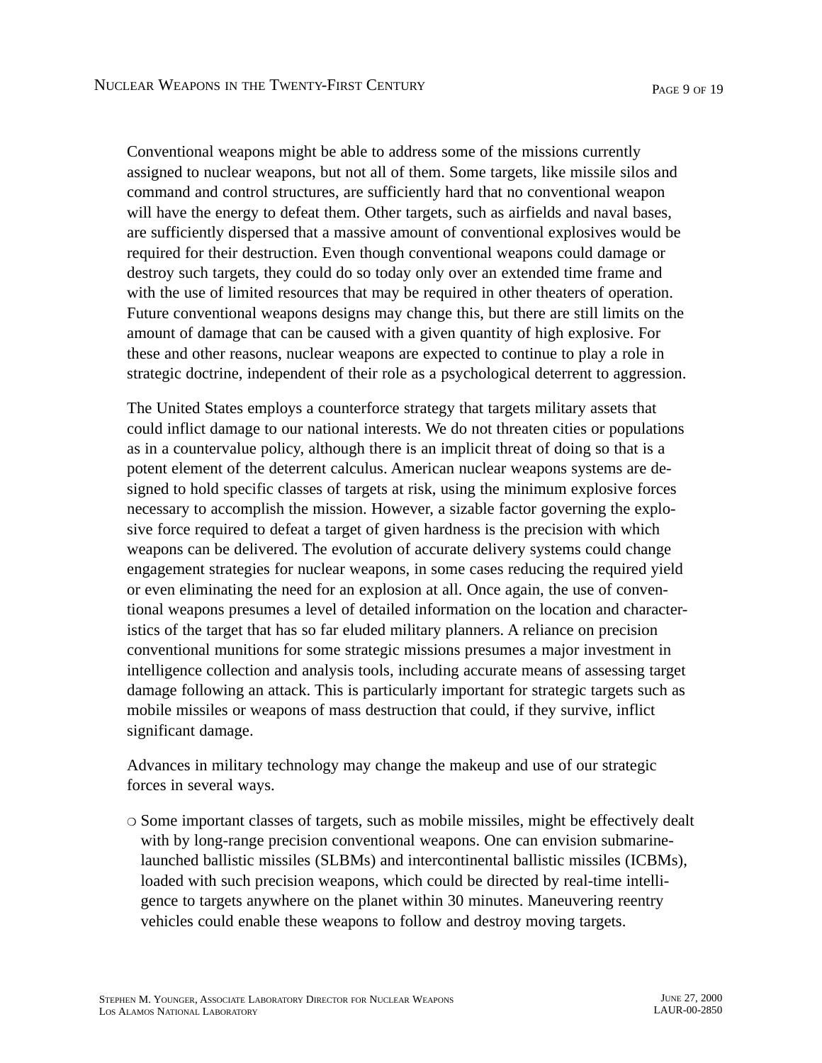Conventional weapons might be able to address some of the missions currently assigned to nuclear weapons, but not all of them. Some targets, like missile silos and command and control structures, are sufficiently hard that no conventional weapon will have the energy to defeat them. Other targets, such as airfields and naval bases, are sufficiently dispersed that a massive amount of conventional explosives would be required for their destruction. Even though conventional weapons could damage or destroy such targets, they could do so today only over an extended time frame and with the use of limited resources that may be required in other theaters of operation. Future conventional weapons designs may change this, but there are still limits on the amount of damage that can be caused with a given quantity of high explosive. For these and other reasons, nuclear weapons are expected to continue to play a role in strategic doctrine, independent of their role as a psychological deterrent to aggression.

The United States employs a counterforce strategy that targets military assets that could inflict damage to our national interests. We do not threaten cities or populations as in a countervalue policy, although there is an implicit threat of doing so that is a potent element of the deterrent calculus. American nuclear weapons systems are designed to hold specific classes of targets at risk, using the minimum explosive forces necessary to accomplish the mission. However, a sizable factor governing the explosive force required to defeat a target of given hardness is the precision with which weapons can be delivered. The evolution of accurate delivery systems could change engagement strategies for nuclear weapons, in some cases reducing the required yield or even eliminating the need for an explosion at all. Once again, the use of conventional weapons presumes a level of detailed information on the location and characteristics of the target that has so far eluded military planners. A reliance on precision conventional munitions for some strategic missions presumes a major investment in intelligence collection and analysis tools, including accurate means of assessing target damage following an attack. This is particularly important for strategic targets such as mobile missiles or weapons of mass destruction that could, if they survive, inflict significant damage.

Advances in military technology may change the makeup and use of our strategic forces in several ways.

- Some important classes of targets, such as mobile missiles, might be effectively dealt with by long-range precision conventional weapons. One can envision submarine-launched ballistic missiles (SLBMs) and intercontinental ballistic missiles (ICBMs), loaded with such precision weapons, which could be directed by real-time intelligence to targets anywhere on the planet within 30 minutes. Maneuvering reentry vehicles could enable these weapons to follow and destroy moving targets.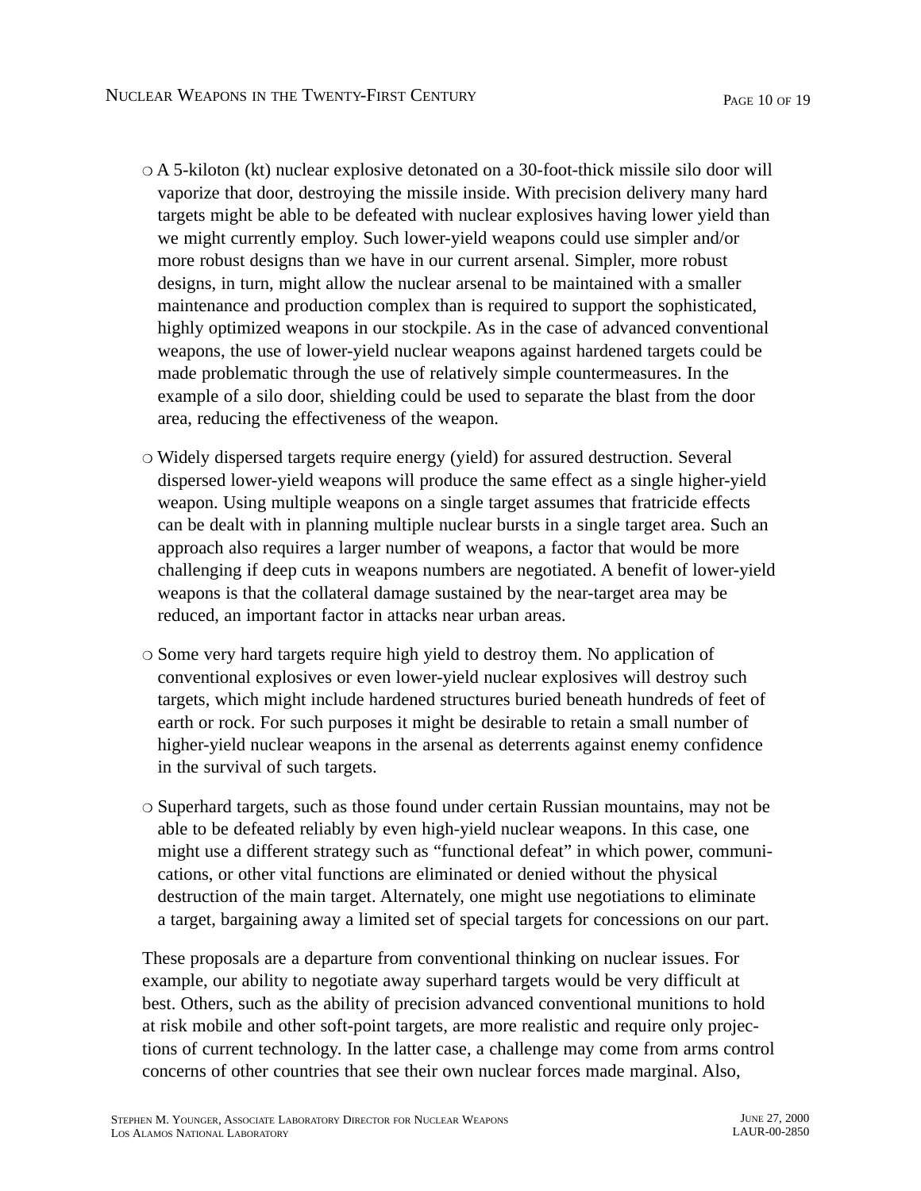- A 5-kiloton (kt) nuclear explosive detonated on a 30-foot-thick missile silo door will vaporize that door, destroying the missile inside. With precision delivery many hard targets might be able to be defeated with nuclear explosives having lower yield than we might currently employ. Such lower-yield weapons could use simpler and/or more robust designs than we have in our current arsenal. Simpler, more robust designs, in turn, might allow the nuclear arsenal to be maintained with a smaller maintenance and production complex than is required to support the sophisticated, highly optimized weapons in our stockpile. As in the case of advanced conventional weapons, the use of lower-yield nuclear weapons against hardened targets could be made problematic through the use of relatively simple countermeasures. In the example of a silo door, shielding could be used to separate the blast from the door area, reducing the effectiveness of the weapon.

- Widely dispersed targets require energy (yield) for assured destruction. Several dispersed lower-yield weapons will produce the same effect as a single higher-yield weapon. Using multiple weapons on a single target assumes that fratricide effects can be dealt with in planning multiple nuclear bursts in a single target area. Such an approach also requires a larger number of weapons, a factor that would be more challenging if deep cuts in weapons numbers are negotiated. A benefit of lower-yield weapons is that the collateral damage sustained by the near-target area may be reduced, an important factor in attacks near urban areas.

- Some very hard targets require high yield to destroy them. No application of conventional explosives or even lower-yield nuclear explosives will destroy such targets, which might include hardened structures buried beneath hundreds of feet of earth or rock. For such purposes it might be desirable to retain a small number of higher-yield nuclear weapons in the arsenal as deterrents against enemy confidence in the survival of such targets.

- Superhard targets, such as those found under certain Russian mountains, may not be able to be defeated reliably by even high-yield nuclear weapons. In this case, one might use a different strategy such as "functional defeat" in which power, communications, or other vital functions are eliminated or denied without the physical destruction of the main target. Alternately, one might use negotiations to eliminate a target, bargaining away a limited set of special targets for concessions on our part.

These proposals are a departure from conventional thinking on nuclear issues. For example, our ability to negotiate away superhard targets would be very difficult at best. Others, such as the ability of precision advanced conventional munitions to hold at risk mobile and other soft-point targets, are more realistic and require only projections of current technology. In the latter case, a challenge may come from arms control concerns of other countries that see their own nuclear forces made marginal. Also,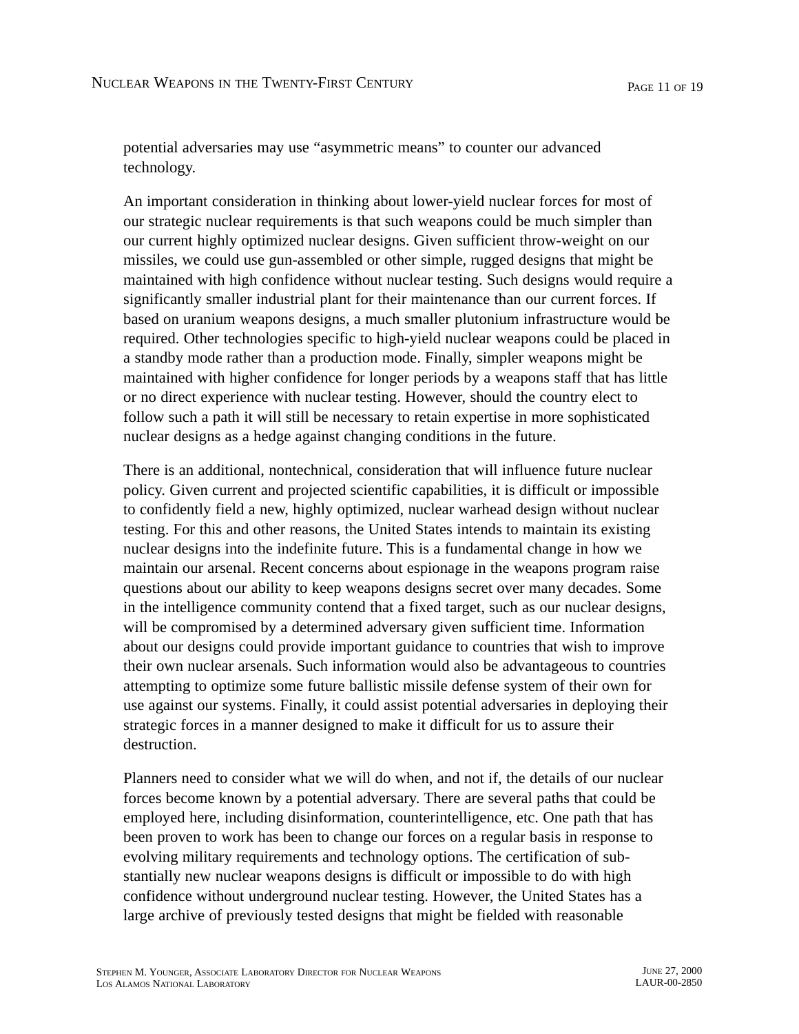potential adversaries may use "asymmetric means" to counter our advanced technology.

An important consideration in thinking about lower-yield nuclear forces for most of our strategic nuclear requirements is that such weapons could be much simpler than our current highly optimized nuclear designs. Given sufficient throw-weight on our missiles, we could use gun-assembled or other simple, rugged designs that might be maintained with high confidence without nuclear testing. Such designs would require a significantly smaller industrial plant for their maintenance than our current forces. If based on uranium weapons designs, a much smaller plutonium infrastructure would be required. Other technologies specific to high-yield nuclear weapons could be placed in a standby mode rather than a production mode. Finally, simpler weapons might be maintained with higher confidence for longer periods by a weapons staff that has little or no direct experience with nuclear testing. However, should the country elect to follow such a path it will still be necessary to retain expertise in more sophisticated nuclear designs as a hedge against changing conditions in the future.

There is an additional, nontechnical, consideration that will influence future nuclear policy. Given current and projected scientific capabilities, it is difficult or impossible to confidently field a new, highly optimized, nuclear warhead design without nuclear testing. For this and other reasons, the United States intends to maintain its existing nuclear designs into the indefinite future. This is a fundamental change in how we maintain our arsenal. Recent concerns about espionage in the weapons program raise questions about our ability to keep weapons designs secret over many decades. Some in the intelligence community contend that a fixed target, such as our nuclear designs, will be compromised by a determined adversary given sufficient time. Information about our designs could provide important guidance to countries that wish to improve their own nuclear arsenals. Such information would also be advantageous to countries attempting to optimize some future ballistic missile defense system of their own for use against our systems. Finally, it could assist potential adversaries in deploying their strategic forces in a manner designed to make it difficult for us to assure their destruction.

Planners need to consider what we will do when, and not if, the details of our nuclear forces become known by a potential adversary. There are several paths that could be employed here, including disinformation, counterintelligence, etc. One path that has been proven to work has been to change our forces on a regular basis in response to evolving military requirements and technology options. The certification of substantially new nuclear weapons designs is difficult or impossible to do with high confidence without underground nuclear testing. However, the United States has a large archive of previously tested designs that might be fielded with reasonable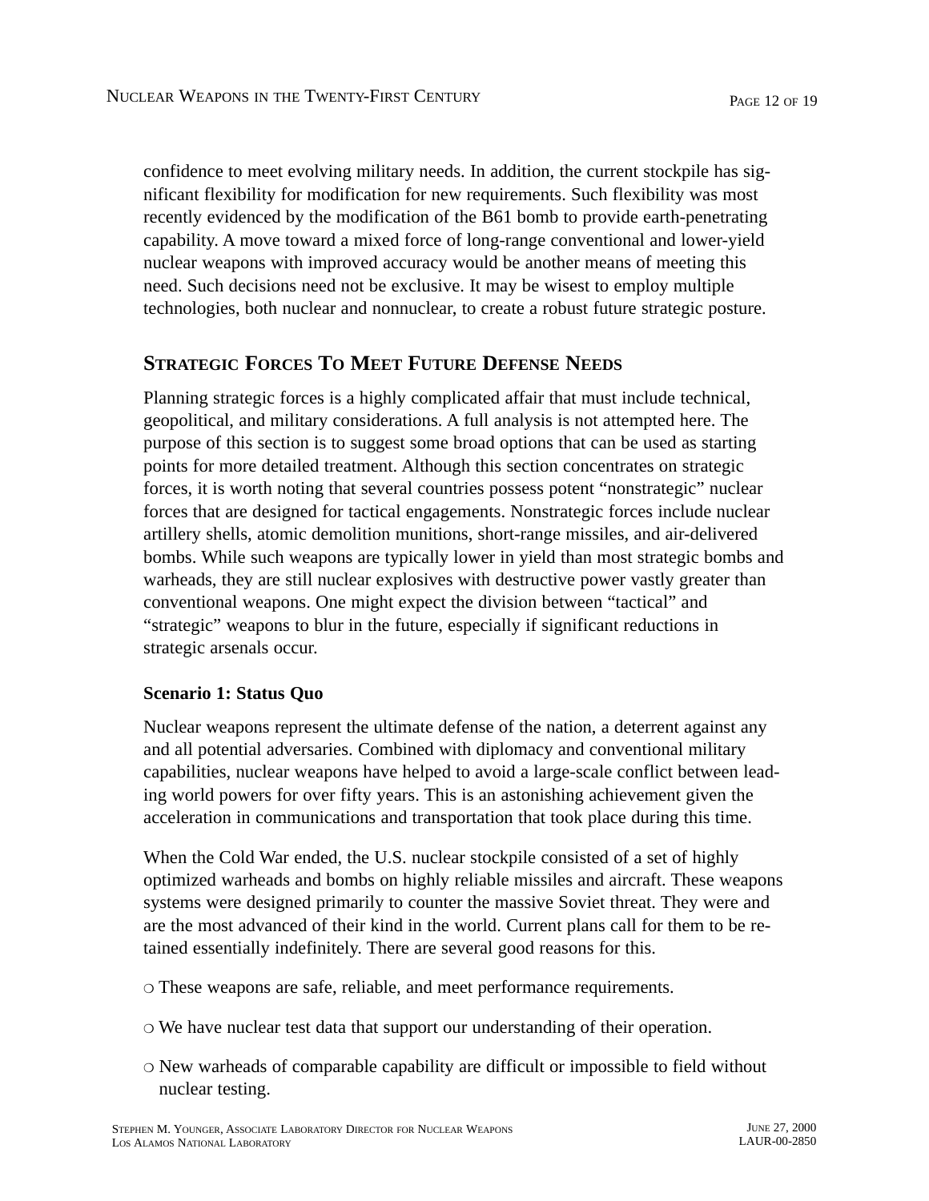confidence to meet evolving military needs. In addition, the current stockpile has significant flexibility for modification for new requirements. Such flexibility was most recently evidenced by the modification of the B61 bomb to provide earth-penetrating capability. A move toward a mixed force of long-range conventional and lower-yield nuclear weapons with improved accuracy would be another means of meeting this need. Such decisions need not be exclusive. It may be wisest to employ multiple technologies, both nuclear and nonnuclear, to create a robust future strategic posture.

## Strategic Forces To Meet Future Defense Needs

Planning strategic forces is a highly complicated affair that must include technical, geopolitical, and military considerations. A full analysis is not attempted here. The purpose of this section is to suggest some broad options that can be used as starting points for more detailed treatment. Although this section concentrates on strategic forces, it is worth noting that several countries possess potent "nonstrategic" nuclear forces that are designed for tactical engagements. Nonstrategic forces include nuclear artillery shells, atomic demolition munitions, short-range missiles, and air-delivered bombs. While such weapons are typically lower in yield than most strategic bombs and warheads, they are still nuclear explosives with destructive power vastly greater than conventional weapons. One might expect the division between "tactical" and "strategic" weapons to blur in the future, especially if significant reductions in strategic arsenals occur.

### Scenario 1: Status Quo

Nuclear weapons represent the ultimate defense of the nation, a deterrent against any and all potential adversaries. Combined with diplomacy and conventional military capabilities, nuclear weapons have helped to avoid a large-scale conflict between leading world powers for over fifty years. This is an astonishing achievement given the acceleration in communications and transportation that took place during this time.

When the Cold War ended, the U.S. nuclear stockpile consisted of a set of highly optimized warheads and bombs on highly reliable missiles and aircraft. These weapons systems were designed primarily to counter the massive Soviet threat. They were and are the most advanced of their kind in the world. Current plans call for them to be retained essentially indefinitely. There are several good reasons for this.

- These weapons are safe, reliable, and meet performance requirements.
- We have nuclear test data that support our understanding of their operation.
- New warheads of comparable capability are difficult or impossible to field without nuclear testing.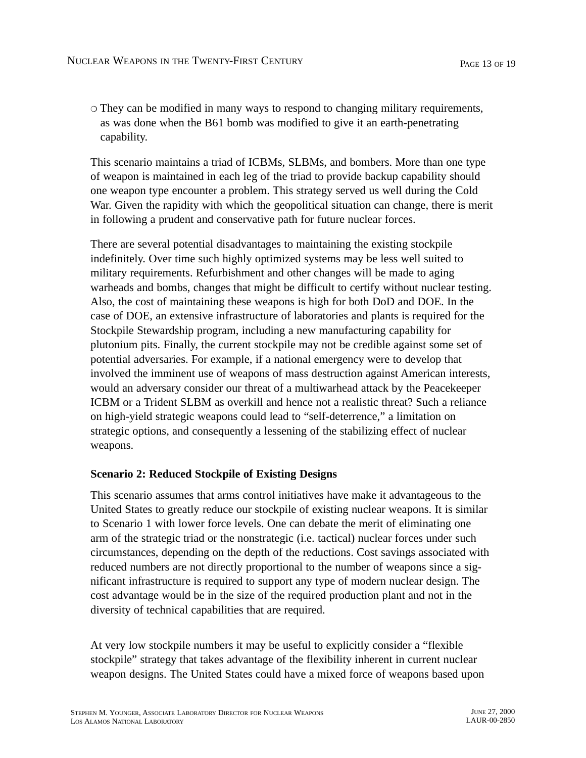- They can be modified in many ways to respond to changing military requirements, as was done when the B61 bomb was modified to give it an earth-penetrating capability.

This scenario maintains a triad of ICBMs, SLBMs, and bombers. More than one type of weapon is maintained in each leg of the triad to provide backup capability should one weapon type encounter a problem. This strategy served us well during the Cold War. Given the rapidity with which the geopolitical situation can change, there is merit in following a prudent and conservative path for future nuclear forces.

There are several potential disadvantages to maintaining the existing stockpile indefinitely. Over time such highly optimized systems may be less well suited to military requirements. Refurbishment and other changes will be made to aging warheads and bombs, changes that might be difficult to certify without nuclear testing. Also, the cost of maintaining these weapons is high for both DoD and DOE. In the case of DOE, an extensive infrastructure of laboratories and plants is required for the Stockpile Stewardship program, including a new manufacturing capability for plutonium pits. Finally, the current stockpile may not be credible against some set of potential adversaries. For example, if a national emergency were to develop that involved the imminent use of weapons of mass destruction against American interests, would an adversary consider our threat of a multiwarhead attack by the Peacekeeper ICBM or a Trident SLBM as overkill and hence not a realistic threat? Such a reliance on high-yield strategic weapons could lead to "self-deterrence," a limitation on strategic options, and consequently a lessening of the stabilizing effect of nuclear weapons.

**Scenario 2: Reduced Stockpile of Existing Designs**

This scenario assumes that arms control initiatives have make it advantageous to the United States to greatly reduce our stockpile of existing nuclear weapons. It is similar to Scenario 1 with lower force levels. One can debate the merit of eliminating one arm of the strategic triad or the nonstrategic (i.e. tactical) nuclear forces under such circumstances, depending on the depth of the reductions. Cost savings associated with reduced numbers are not directly proportional to the number of weapons since a significant infrastructure is required to support any type of modern nuclear design. The cost advantage would be in the size of the required production plant and not in the diversity of technical capabilities that are required.

At very low stockpile numbers it may be useful to explicitly consider a "flexible stockpile" strategy that takes advantage of the flexibility inherent in current nuclear weapon designs. The United States could have a mixed force of weapons based upon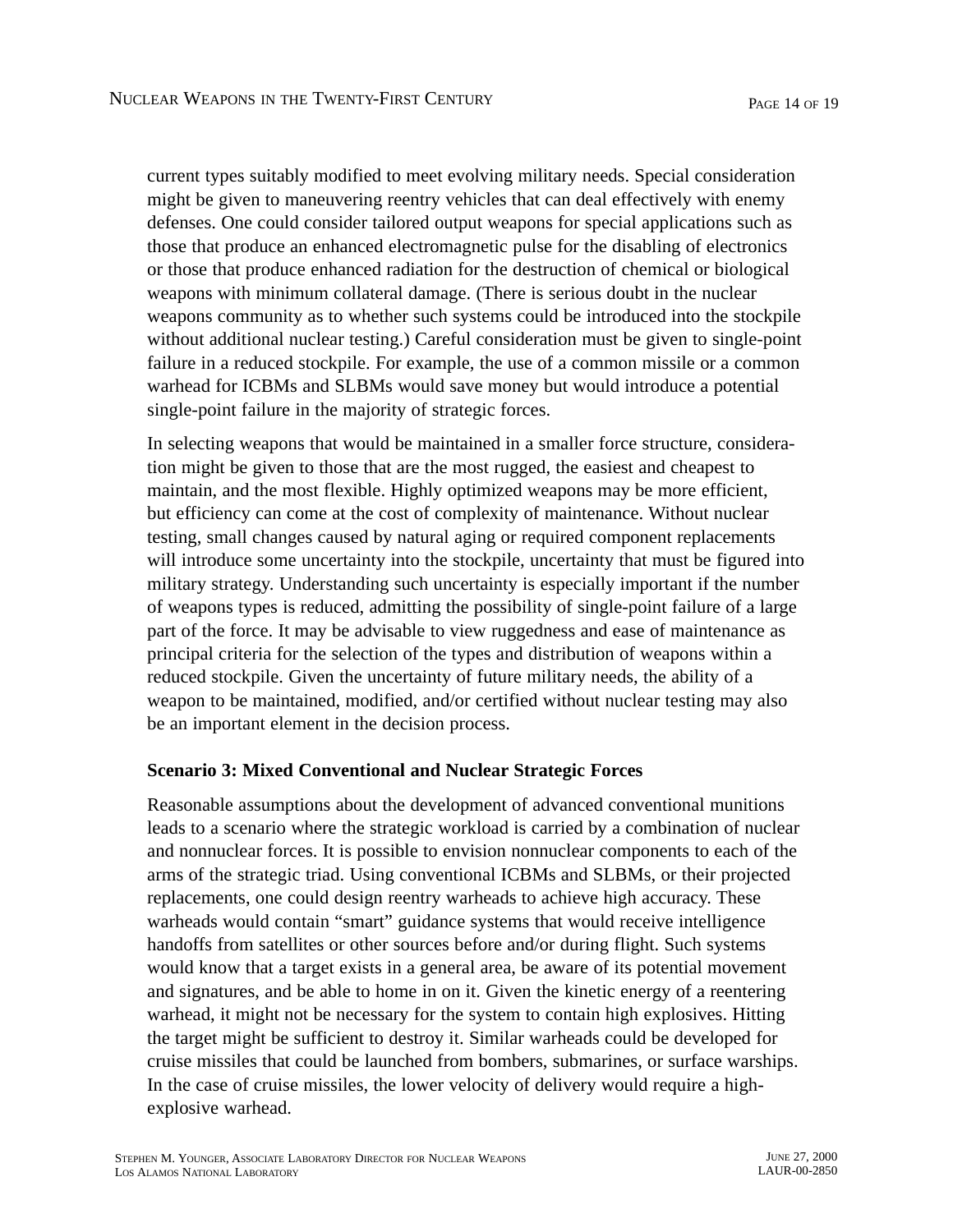current types suitably modified to meet evolving military needs. Special consideration might be given to maneuvering reentry vehicles that can deal effectively with enemy defenses. One could consider tailored output weapons for special applications such as those that produce an enhanced electromagnetic pulse for the disabling of electronics or those that produce enhanced radiation for the destruction of chemical or biological weapons with minimum collateral damage. (There is serious doubt in the nuclear weapons community as to whether such systems could be introduced into the stockpile without additional nuclear testing.) Careful consideration must be given to single-point failure in a reduced stockpile. For example, the use of a common missile or a common warhead for ICBMs and SLBMs would save money but would introduce a potential single-point failure in the majority of strategic forces.

In selecting weapons that would be maintained in a smaller force structure, consideration might be given to those that are the most rugged, the easiest and cheapest to maintain, and the most flexible. Highly optimized weapons may be more efficient, but efficiency can come at the cost of complexity of maintenance. Without nuclear testing, small changes caused by natural aging or required component replacements will introduce some uncertainty into the stockpile, uncertainty that must be figured into military strategy. Understanding such uncertainty is especially important if the number of weapons types is reduced, admitting the possibility of single-point failure of a large part of the force. It may be advisable to view ruggedness and ease of maintenance as principal criteria for the selection of the types and distribution of weapons within a reduced stockpile. Given the uncertainty of future military needs, the ability of a weapon to be maintained, modified, and/or certified without nuclear testing may also be an important element in the decision process.

### Scenario 3: Mixed Conventional and Nuclear Strategic Forces

Reasonable assumptions about the development of advanced conventional munitions leads to a scenario where the strategic workload is carried by a combination of nuclear and nonnuclear forces. It is possible to envision nonnuclear components to each of the arms of the strategic triad. Using conventional ICBMs and SLBMs, or their projected replacements, one could design reentry warheads to achieve high accuracy. These warheads would contain "smart" guidance systems that would receive intelligence handoffs from satellites or other sources before and/or during flight. Such systems would know that a target exists in a general area, be aware of its potential movement and signatures, and be able to home in on it. Given the kinetic energy of a reentering warhead, it might not be necessary for the system to contain high explosives. Hitting the target might be sufficient to destroy it. Similar warheads could be developed for cruise missiles that could be launched from bombers, submarines, or surface warships. In the case of cruise missiles, the lower velocity of delivery would require a high-explosive warhead.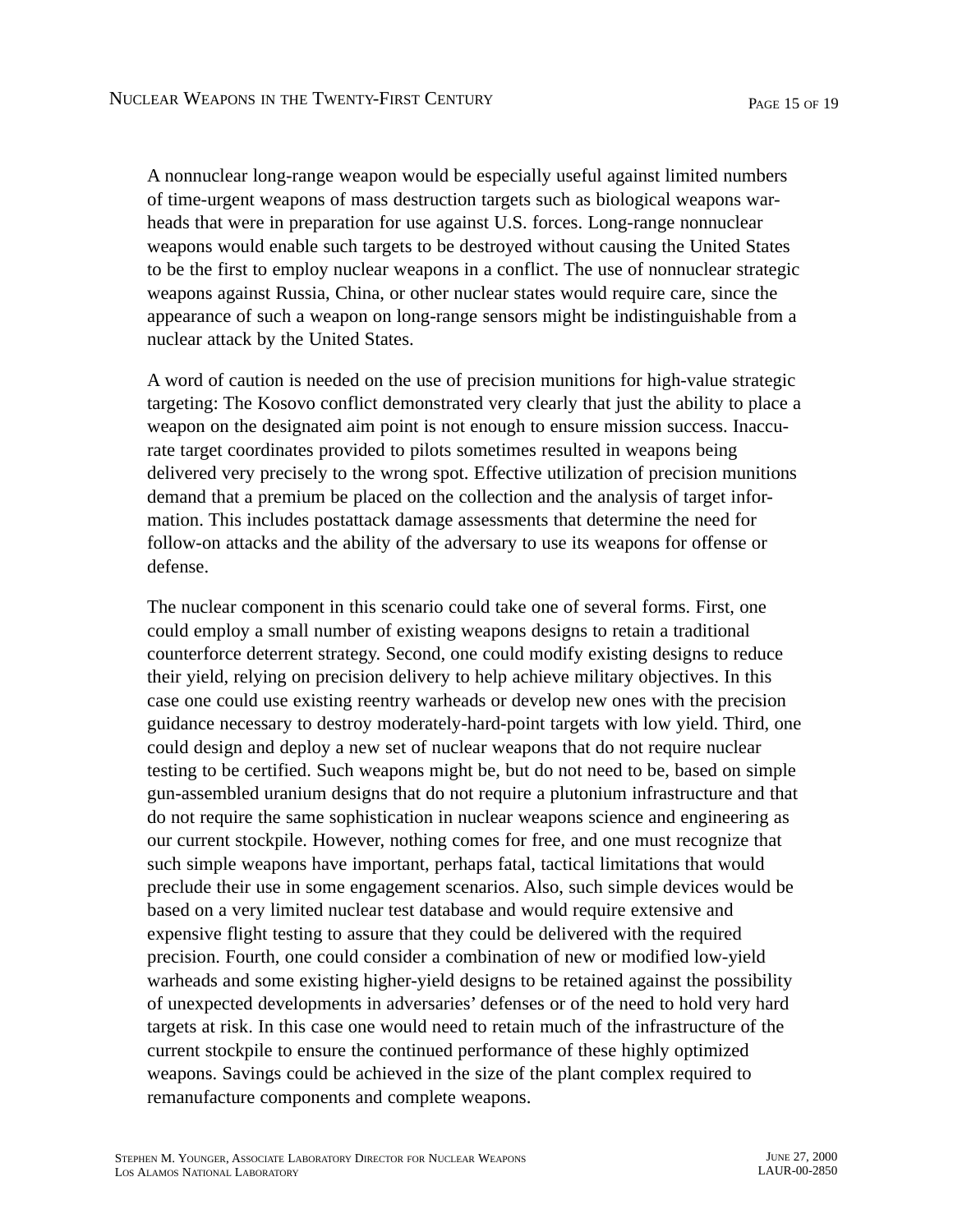A nonnuclear long-range weapon would be especially useful against limited numbers of time-urgent weapons of mass destruction targets such as biological weapons warheads that were in preparation for use against U.S. forces. Long-range nonnuclear weapons would enable such targets to be destroyed without causing the United States to be the first to employ nuclear weapons in a conflict. The use of nonnuclear strategic weapons against Russia, China, or other nuclear states would require care, since the appearance of such a weapon on long-range sensors might be indistinguishable from a nuclear attack by the United States.

A word of caution is needed on the use of precision munitions for high-value strategic targeting: The Kosovo conflict demonstrated very clearly that just the ability to place a weapon on the designated aim point is not enough to ensure mission success. Inaccurate target coordinates provided to pilots sometimes resulted in weapons being delivered very precisely to the wrong spot. Effective utilization of precision munitions demand that a premium be placed on the collection and the analysis of target information. This includes postattack damage assessments that determine the need for follow-on attacks and the ability of the adversary to use its weapons for offense or defense.

The nuclear component in this scenario could take one of several forms. First, one could employ a small number of existing weapons designs to retain a traditional counterforce deterrent strategy. Second, one could modify existing designs to reduce their yield, relying on precision delivery to help achieve military objectives. In this case one could use existing reentry warheads or develop new ones with the precision guidance necessary to destroy moderately-hard-point targets with low yield. Third, one could design and deploy a new set of nuclear weapons that do not require nuclear testing to be certified. Such weapons might be, but do not need to be, based on simple gun-assembled uranium designs that do not require a plutonium infrastructure and that do not require the same sophistication in nuclear weapons science and engineering as our current stockpile. However, nothing comes for free, and one must recognize that such simple weapons have important, perhaps fatal, tactical limitations that would preclude their use in some engagement scenarios. Also, such simple devices would be based on a very limited nuclear test database and would require extensive and expensive flight testing to assure that they could be delivered with the required precision. Fourth, one could consider a combination of new or modified low-yield warheads and some existing higher-yield designs to be retained against the possibility of unexpected developments in adversaries' defenses or of the need to hold very hard targets at risk. In this case one would need to retain much of the infrastructure of the current stockpile to ensure the continued performance of these highly optimized weapons. Savings could be achieved in the size of the plant complex required to remanufacture components and complete weapons.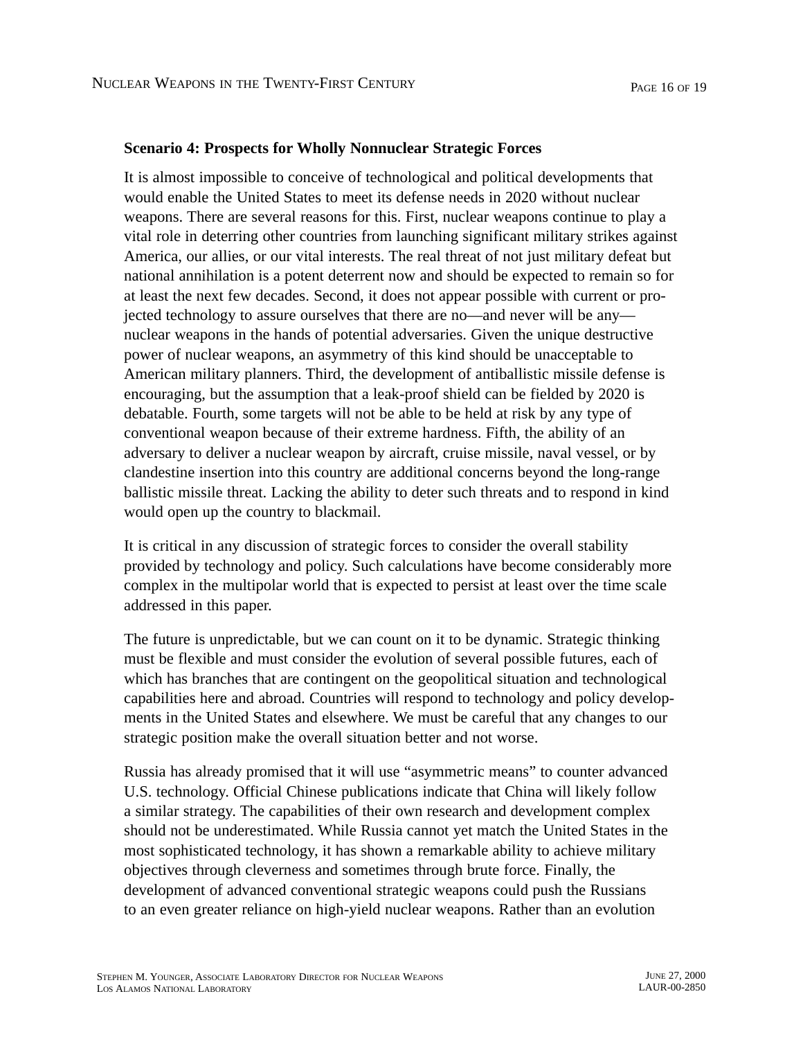### Scenario 4: Prospects for Wholly Nonnuclear Strategic Forces

It is almost impossible to conceive of technological and political developments that would enable the United States to meet its defense needs in 2020 without nuclear weapons. There are several reasons for this. First, nuclear weapons continue to play a vital role in deterring other countries from launching significant military strikes against America, our allies, or our vital interests. The real threat of not just military defeat but national annihilation is a potent deterrent now and should be expected to remain so for at least the next few decades. Second, it does not appear possible with current or projected technology to assure ourselves that there are no—and never will be any—nuclear weapons in the hands of potential adversaries. Given the unique destructive power of nuclear weapons, an asymmetry of this kind should be unacceptable to American military planners. Third, the development of antiballistic missile defense is encouraging, but the assumption that a leak-proof shield can be fielded by 2020 is debatable. Fourth, some targets will not be able to be held at risk by any type of conventional weapon because of their extreme hardness. Fifth, the ability of an adversary to deliver a nuclear weapon by aircraft, cruise missile, naval vessel, or by clandestine insertion into this country are additional concerns beyond the long-range ballistic missile threat. Lacking the ability to deter such threats and to respond in kind would open up the country to blackmail.

It is critical in any discussion of strategic forces to consider the overall stability provided by technology and policy. Such calculations have become considerably more complex in the multipolar world that is expected to persist at least over the time scale addressed in this paper.

The future is unpredictable, but we can count on it to be dynamic. Strategic thinking must be flexible and must consider the evolution of several possible futures, each of which has branches that are contingent on the geopolitical situation and technological capabilities here and abroad. Countries will respond to technology and policy developments in the United States and elsewhere. We must be careful that any changes to our strategic position make the overall situation better and not worse.

Russia has already promised that it will use "asymmetric means" to counter advanced U.S. technology. Official Chinese publications indicate that China will likely follow a similar strategy. The capabilities of their own research and development complex should not be underestimated. While Russia cannot yet match the United States in the most sophisticated technology, it has shown a remarkable ability to achieve military objectives through cleverness and sometimes through brute force. Finally, the development of advanced conventional strategic weapons could push the Russians to an even greater reliance on high-yield nuclear weapons. Rather than an evolution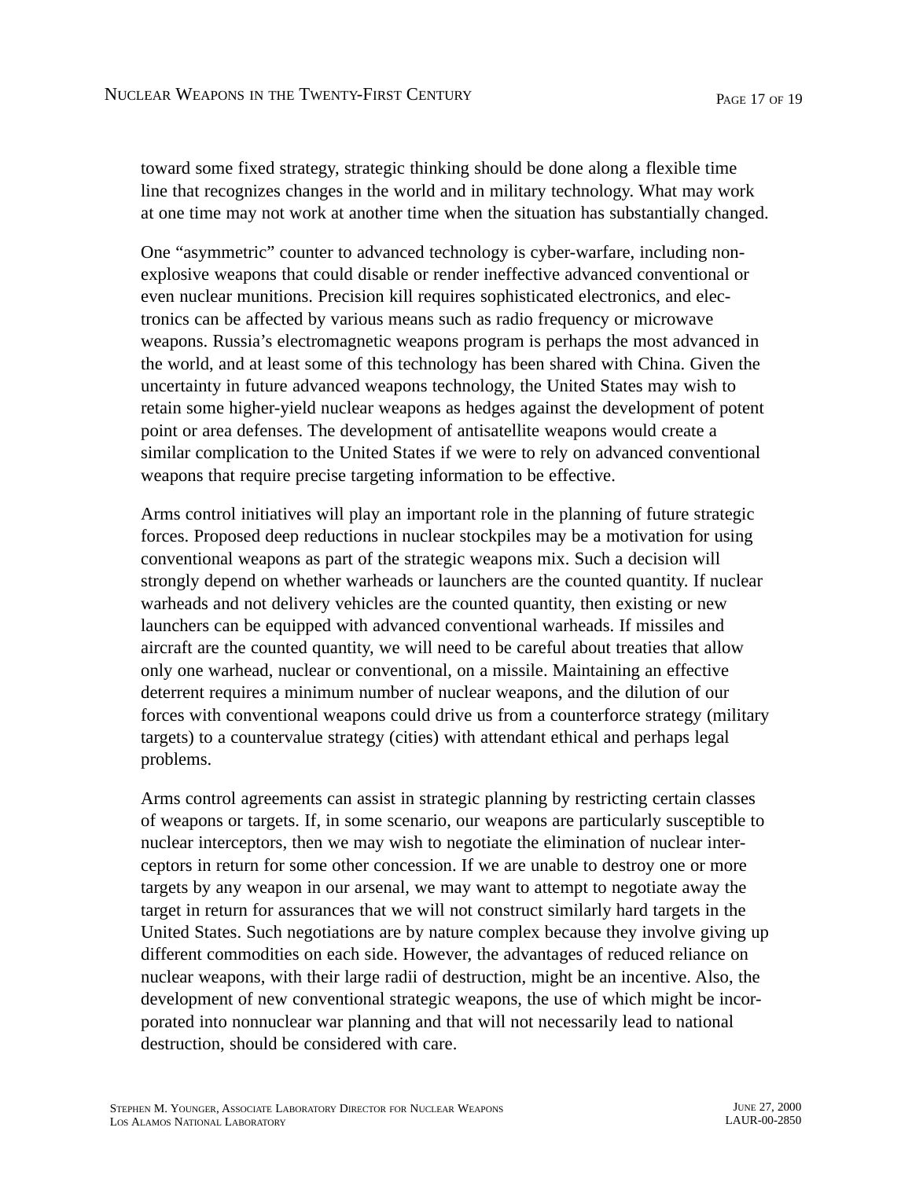toward some fixed strategy, strategic thinking should be done along a flexible time line that recognizes changes in the world and in military technology. What may work at one time may not work at another time when the situation has substantially changed.

One "asymmetric" counter to advanced technology is cyber-warfare, including non-explosive weapons that could disable or render ineffective advanced conventional or even nuclear munitions. Precision kill requires sophisticated electronics, and electronics can be affected by various means such as radio frequency or microwave weapons. Russia's electromagnetic weapons program is perhaps the most advanced in the world, and at least some of this technology has been shared with China. Given the uncertainty in future advanced weapons technology, the United States may wish to retain some higher-yield nuclear weapons as hedges against the development of potent point or area defenses. The development of antisatellite weapons would create a similar complication to the United States if we were to rely on advanced conventional weapons that require precise targeting information to be effective.

Arms control initiatives will play an important role in the planning of future strategic forces. Proposed deep reductions in nuclear stockpiles may be a motivation for using conventional weapons as part of the strategic weapons mix. Such a decision will strongly depend on whether warheads or launchers are the counted quantity. If nuclear warheads and not delivery vehicles are the counted quantity, then existing or new launchers can be equipped with advanced conventional warheads. If missiles and aircraft are the counted quantity, we will need to be careful about treaties that allow only one warhead, nuclear or conventional, on a missile. Maintaining an effective deterrent requires a minimum number of nuclear weapons, and the dilution of our forces with conventional weapons could drive us from a counterforce strategy (military targets) to a countervalue strategy (cities) with attendant ethical and perhaps legal problems.

Arms control agreements can assist in strategic planning by restricting certain classes of weapons or targets. If, in some scenario, our weapons are particularly susceptible to nuclear interceptors, then we may wish to negotiate the elimination of nuclear interceptors in return for some other concession. If we are unable to destroy one or more targets by any weapon in our arsenal, we may want to attempt to negotiate away the target in return for assurances that we will not construct similarly hard targets in the United States. Such negotiations are by nature complex because they involve giving up different commodities on each side. However, the advantages of reduced reliance on nuclear weapons, with their large radii of destruction, might be an incentive. Also, the development of new conventional strategic weapons, the use of which might be incorporated into nonnuclear war planning and that will not necessarily lead to national destruction, should be considered with care.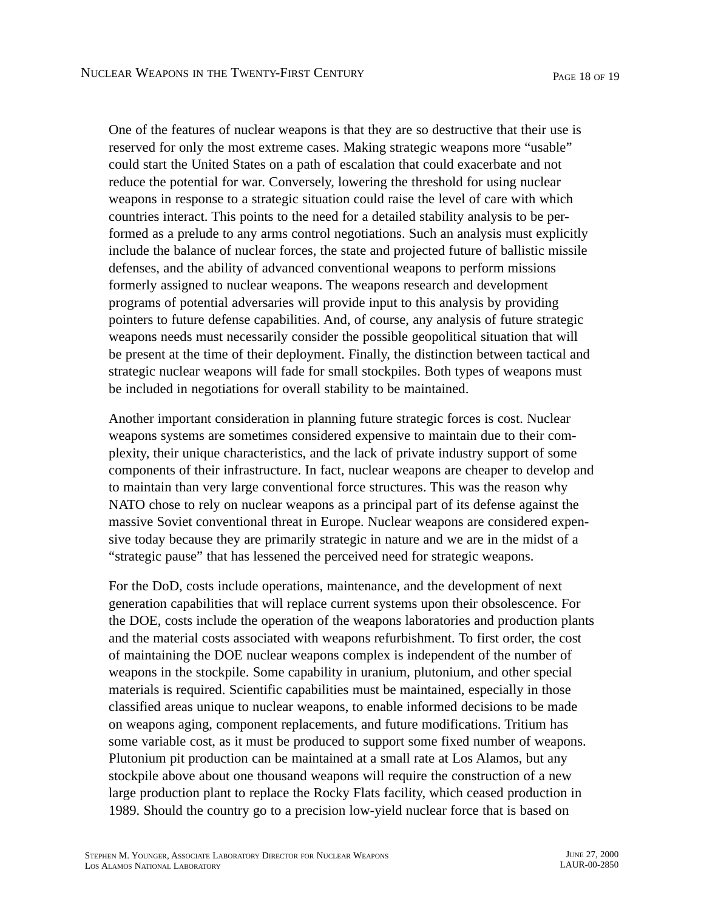One of the features of nuclear weapons is that they are so destructive that their use is reserved for only the most extreme cases. Making strategic weapons more "usable" could start the United States on a path of escalation that could exacerbate and not reduce the potential for war. Conversely, lowering the threshold for using nuclear weapons in response to a strategic situation could raise the level of care with which countries interact. This points to the need for a detailed stability analysis to be performed as a prelude to any arms control negotiations. Such an analysis must explicitly include the balance of nuclear forces, the state and projected future of ballistic missile defenses, and the ability of advanced conventional weapons to perform missions formerly assigned to nuclear weapons. The weapons research and development programs of potential adversaries will provide input to this analysis by providing pointers to future defense capabilities. And, of course, any analysis of future strategic weapons needs must necessarily consider the possible geopolitical situation that will be present at the time of their deployment. Finally, the distinction between tactical and strategic nuclear weapons will fade for small stockpiles. Both types of weapons must be included in negotiations for overall stability to be maintained.

Another important consideration in planning future strategic forces is cost. Nuclear weapons systems are sometimes considered expensive to maintain due to their complexity, their unique characteristics, and the lack of private industry support of some components of their infrastructure. In fact, nuclear weapons are cheaper to develop and to maintain than very large conventional force structures. This was the reason why NATO chose to rely on nuclear weapons as a principal part of its defense against the massive Soviet conventional threat in Europe. Nuclear weapons are considered expensive today because they are primarily strategic in nature and we are in the midst of a "strategic pause" that has lessened the perceived need for strategic weapons.

For the DoD, costs include operations, maintenance, and the development of next generation capabilities that will replace current systems upon their obsolescence. For the DOE, costs include the operation of the weapons laboratories and production plants and the material costs associated with weapons refurbishment. To first order, the cost of maintaining the DOE nuclear weapons complex is independent of the number of weapons in the stockpile. Some capability in uranium, plutonium, and other special materials is required. Scientific capabilities must be maintained, especially in those classified areas unique to nuclear weapons, to enable informed decisions to be made on weapons aging, component replacements, and future modifications. Tritium has some variable cost, as it must be produced to support some fixed number of weapons. Plutonium pit production can be maintained at a small rate at Los Alamos, but any stockpile above about one thousand weapons will require the construction of a new large production plant to replace the Rocky Flats facility, which ceased production in 1989. Should the country go to a precision low-yield nuclear force that is based on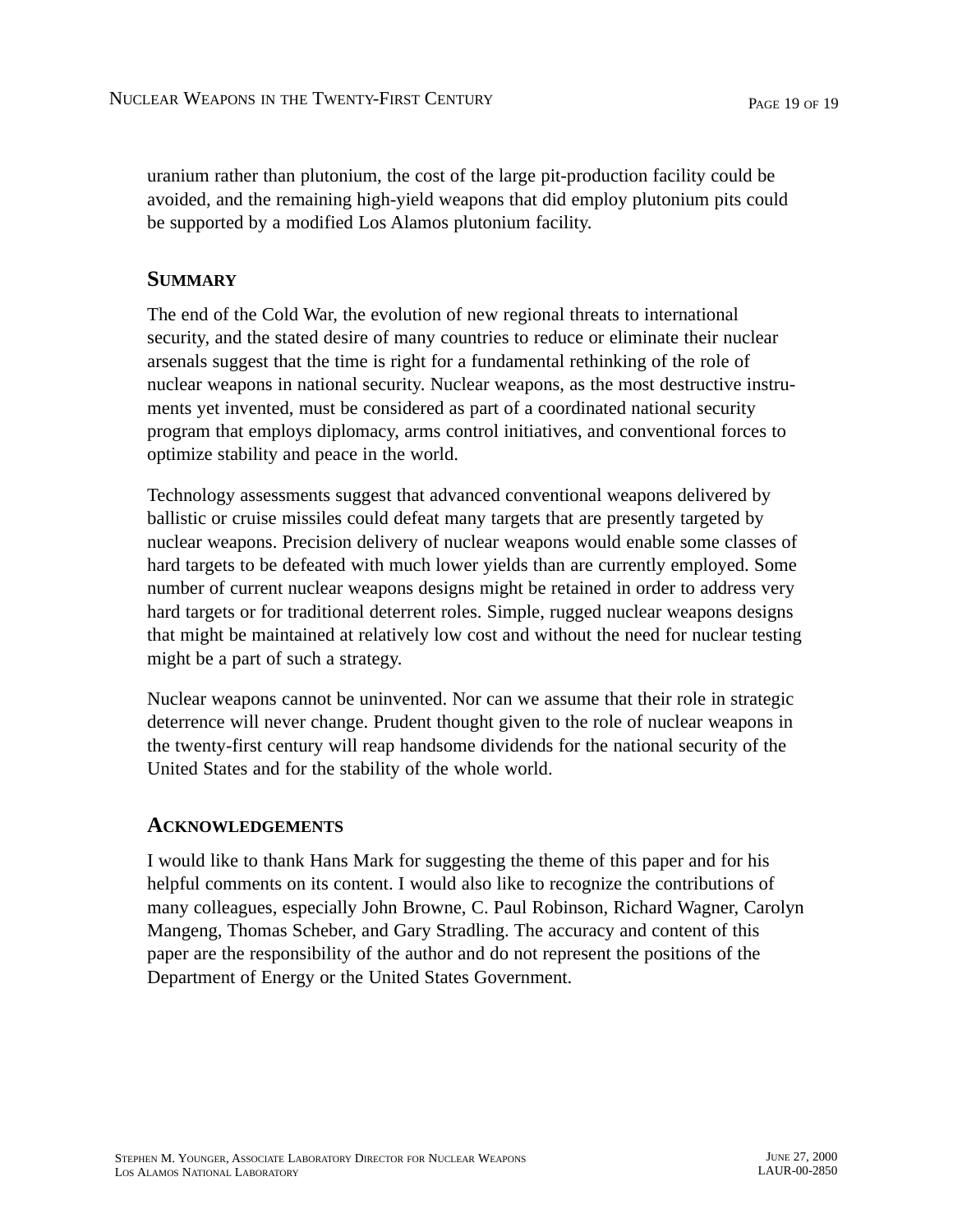uranium rather than plutonium, the cost of the large pit-production facility could be avoided, and the remaining high-yield weapons that did employ plutonium pits could be supported by a modified Los Alamos plutonium facility.

## SUMMARY

The end of the Cold War, the evolution of new regional threats to international security, and the stated desire of many countries to reduce or eliminate their nuclear arsenals suggest that the time is right for a fundamental rethinking of the role of nuclear weapons in national security. Nuclear weapons, as the most destructive instruments yet invented, must be considered as part of a coordinated national security program that employs diplomacy, arms control initiatives, and conventional forces to optimize stability and peace in the world.

Technology assessments suggest that advanced conventional weapons delivered by ballistic or cruise missiles could defeat many targets that are presently targeted by nuclear weapons. Precision delivery of nuclear weapons would enable some classes of hard targets to be defeated with much lower yields than are currently employed. Some number of current nuclear weapons designs might be retained in order to address very hard targets or for traditional deterrent roles. Simple, rugged nuclear weapons designs that might be maintained at relatively low cost and without the need for nuclear testing might be a part of such a strategy.

Nuclear weapons cannot be uninvented. Nor can we assume that their role in strategic deterrence will never change. Prudent thought given to the role of nuclear weapons in the twenty-first century will reap handsome dividends for the national security of the United States and for the stability of the whole world.

## ACKNOWLEDGEMENTS

I would like to thank Hans Mark for suggesting the theme of this paper and for his helpful comments on its content. I would also like to recognize the contributions of many colleagues, especially John Browne, C. Paul Robinson, Richard Wagner, Carolyn Mangeng, Thomas Scheber, and Gary Stradling. The accuracy and content of this paper are the responsibility of the author and do not represent the positions of the Department of Energy or the United States Government.